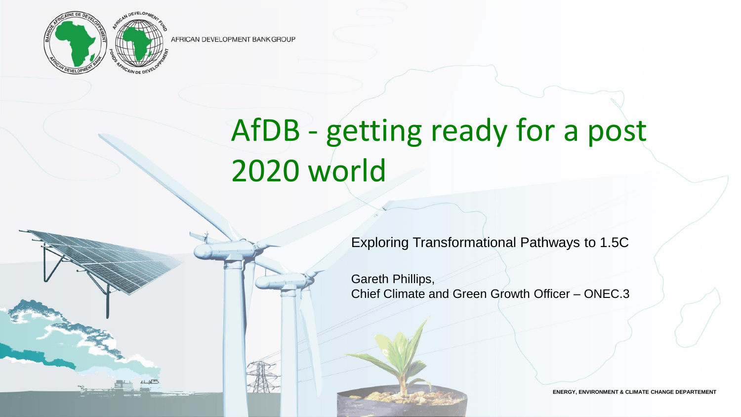AFRICAN DEVELOPMENT BANK GROUP

# AfDB - getting ready for a post 2020 world

Exploring Transformational Pathways to 1.5C

Gareth Phillips,
Chief Climate and Green Growth Officer – ONEC.3

ENERGY, ENVIRONMENT & CLIMATE CHANGE DEPARTEMENT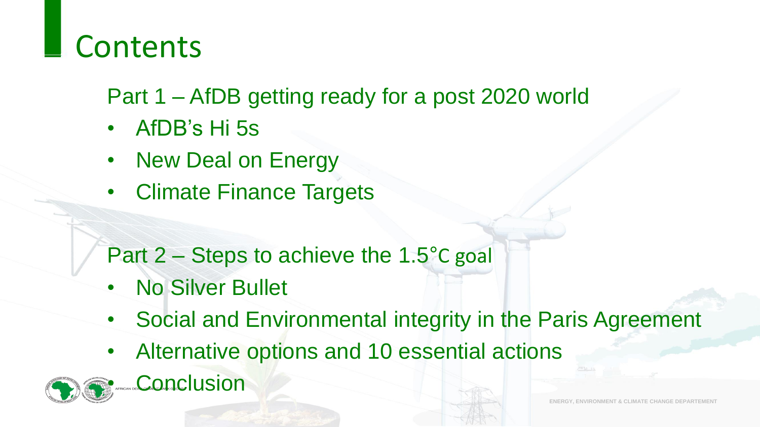# Contents

## Part 1 – AfDB getting ready for a post 2020 world

- AfDB's Hi 5s
- New Deal on Energy
- Climate Finance Targets

## Part 2 – Steps to achieve the 1.5°C goal

- No Silver Bullet
- Social and Environmental integrity in the Paris Agreement
- Alternative options and 10 essential actions
- Conclusion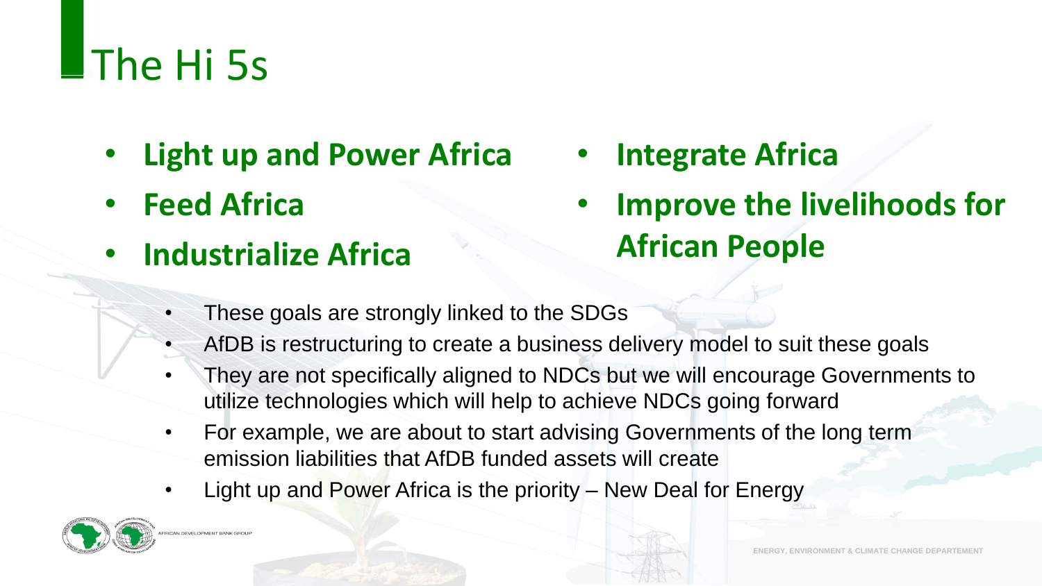# The Hi 5s

- **Light up and Power Africa**
- **Feed Africa**
- **Industrialize Africa**
- **Integrate Africa**
- **Improve the livelihoods for African People**

- These goals are strongly linked to the SDGs
- AfDB is restructuring to create a business delivery model to suit these goals
- They are not specifically aligned to NDCs but we will encourage Governments to utilize technologies which will help to achieve NDCs going forward
- For example, we are about to start advising Governments of the long term emission liabilities that AfDB funded assets will create
- Light up and Power Africa is the priority – New Deal for Energy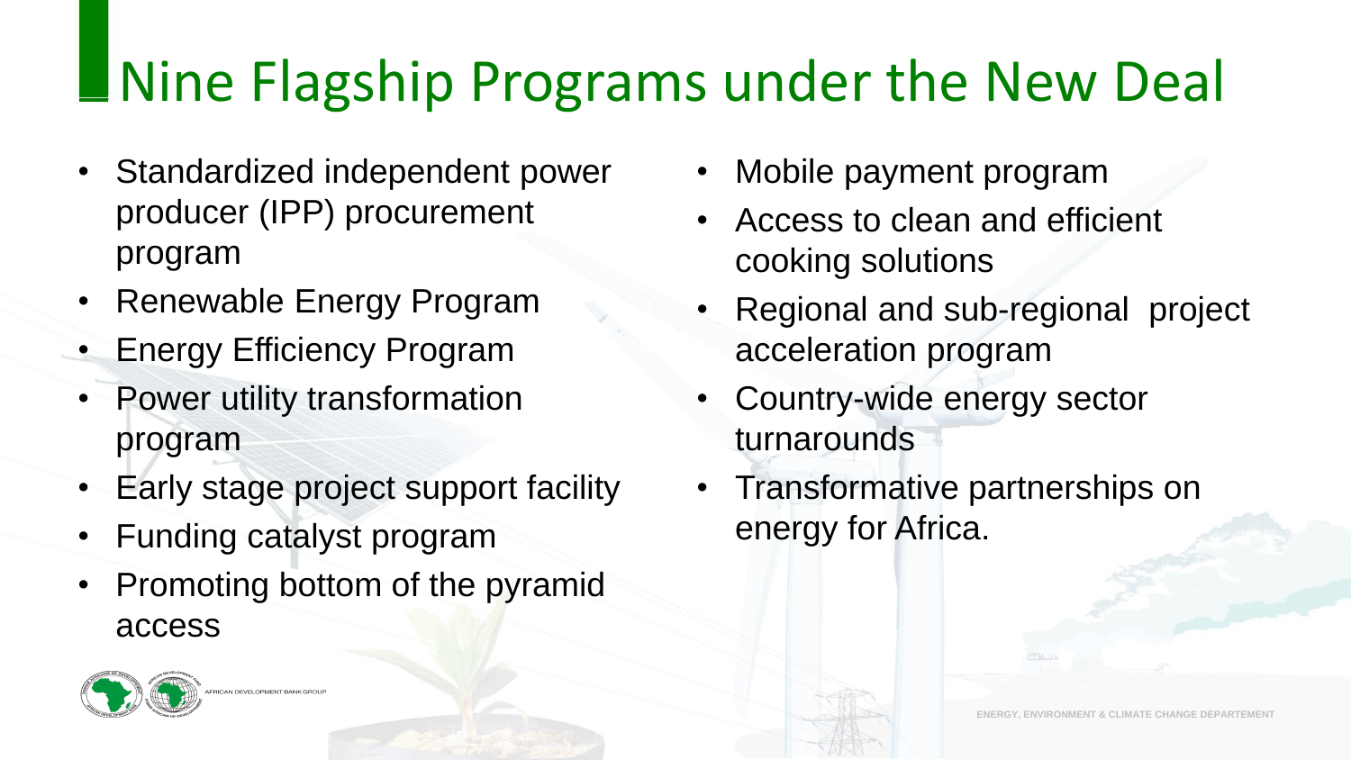# Nine Flagship Programs under the New Deal

- Standardized independent power producer (IPP) procurement program
- Renewable Energy Program
- Energy Efficiency Program
- Power utility transformation program
- Early stage project support facility
- Funding catalyst program
- Promoting bottom of the pyramid access
- Mobile payment program
- Access to clean and efficient cooking solutions
- Regional and sub-regional project acceleration program
- Country-wide energy sector turnarounds
- Transformative partnerships on energy for Africa.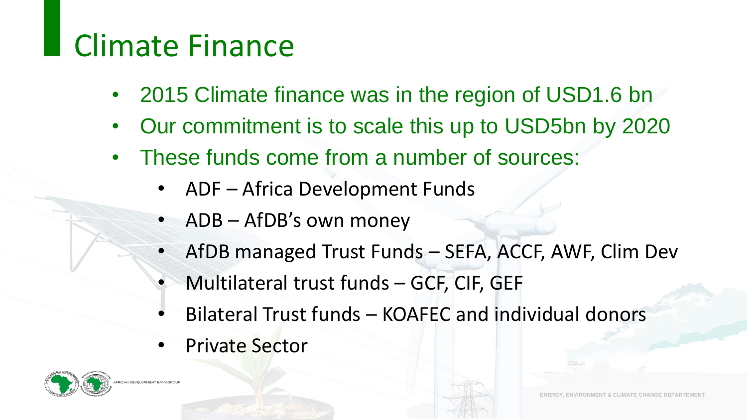# Climate Finance

- 2015 Climate finance was in the region of USD1.6 bn
- Our commitment is to scale this up to USD5bn by 2020
- These funds come from a number of sources:
  - ADF – Africa Development Funds
  - ADB – AfDB's own money
  - AfDB managed Trust Funds – SEFA, ACCF, AWF, Clim Dev
  - Multilateral trust funds – GCF, CIF, GEF
  - Bilateral Trust funds – KOAFEC and individual donors
  - Private Sector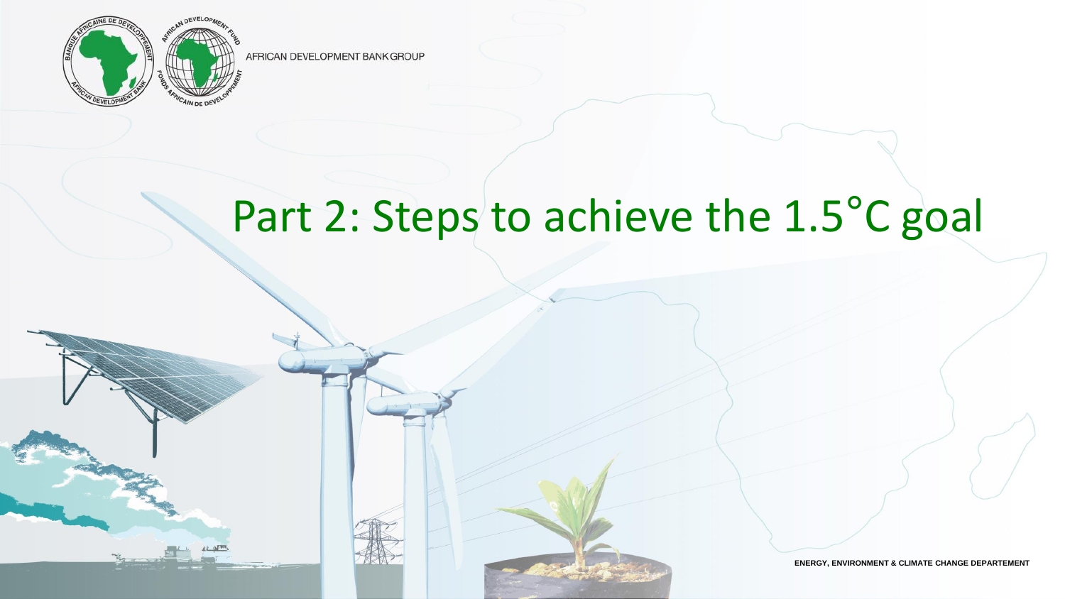# Part 2: Steps to achieve the 1.5°C goal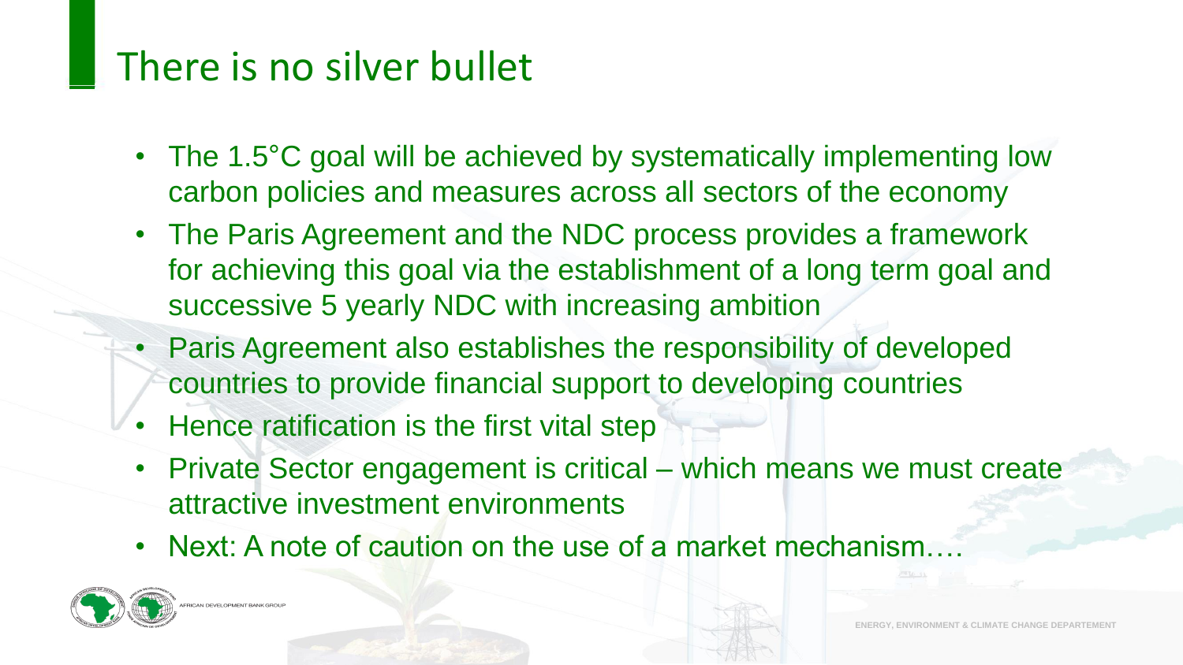# There is no silver bullet

- The 1.5°C goal will be achieved by systematically implementing low carbon policies and measures across all sectors of the economy
- The Paris Agreement and the NDC process provides a framework for achieving this goal via the establishment of a long term goal and successive 5 yearly NDC with increasing ambition
- Paris Agreement also establishes the responsibility of developed countries to provide financial support to developing countries
- Hence ratification is the first vital step
- Private Sector engagement is critical – which means we must create attractive investment environments
- Next: A note of caution on the use of a market mechanism….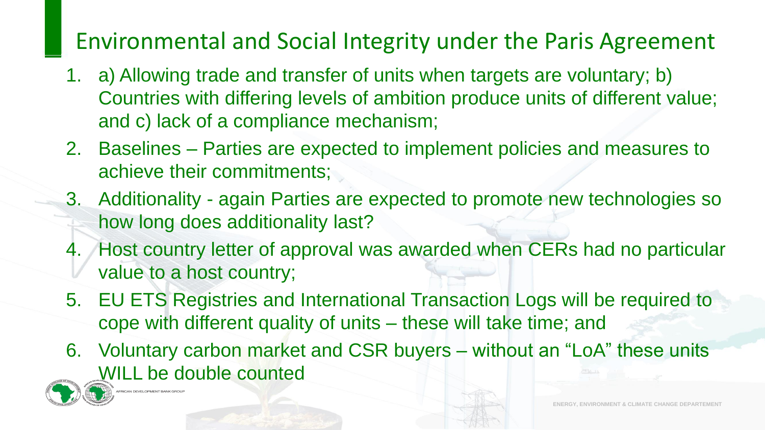# Environmental and Social Integrity under the Paris Agreement

1. a) Allowing trade and transfer of units when targets are voluntary; b) Countries with differing levels of ambition produce units of different value; and c) lack of a compliance mechanism;
2. Baselines – Parties are expected to implement policies and measures to achieve their commitments;
3. Additionality - again Parties are expected to promote new technologies so how long does additionality last?
4. Host country letter of approval was awarded when CERs had no particular value to a host country;
5. EU ETS Registries and International Transaction Logs will be required to cope with different quality of units – these will take time; and
6. Voluntary carbon market and CSR buyers – without an "LoA" these units WILL be double counted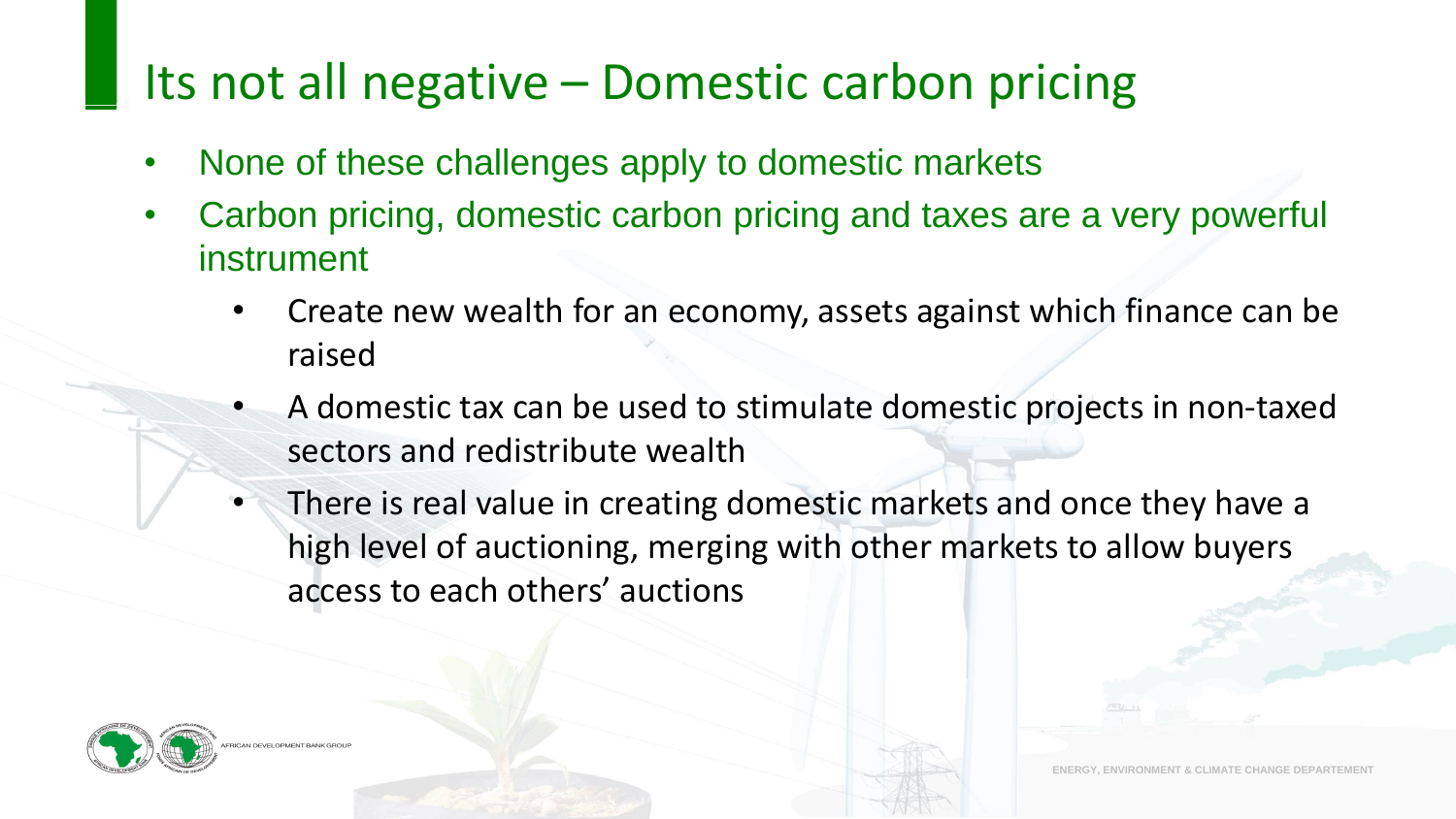# Its not all negative – Domestic carbon pricing

- None of these challenges apply to domestic markets
- Carbon pricing, domestic carbon pricing and taxes are a very powerful instrument
  - Create new wealth for an economy, assets against which finance can be raised
  - A domestic tax can be used to stimulate domestic projects in non-taxed sectors and redistribute wealth
  - There is real value in creating domestic markets and once they have a high level of auctioning, merging with other markets to allow buyers access to each others' auctions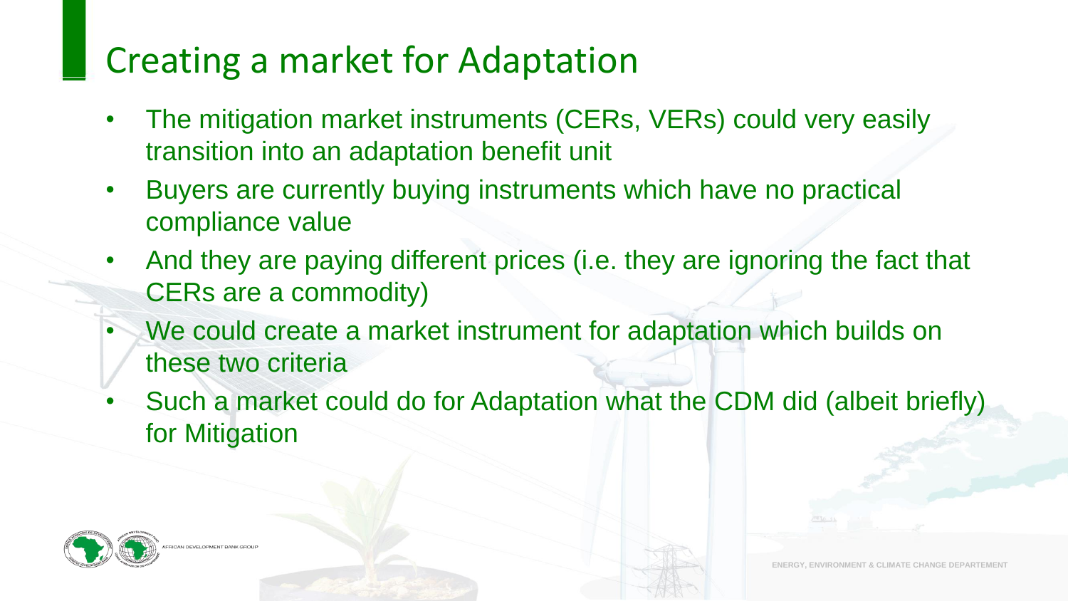# Creating a market for Adaptation

- The mitigation market instruments (CERs, VERs) could very easily transition into an adaptation benefit unit
- Buyers are currently buying instruments which have no practical compliance value
- And they are paying different prices (i.e. they are ignoring the fact that CERs are a commodity)
- We could create a market instrument for adaptation which builds on these two criteria
- Such a market could do for Adaptation what the CDM did (albeit briefly) for Mitigation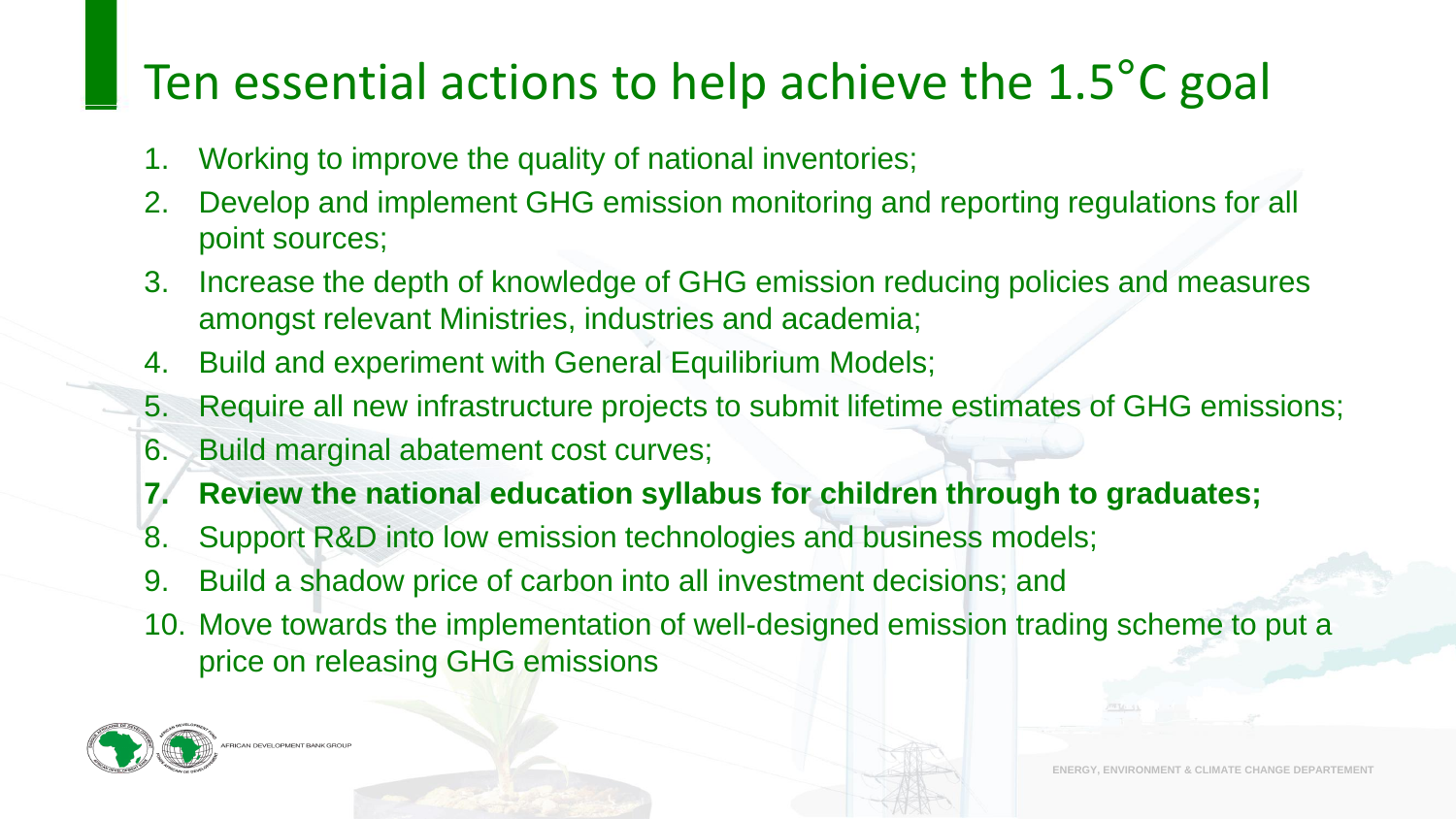# Ten essential actions to help achieve the 1.5°C goal

1. Working to improve the quality of national inventories;
2. Develop and implement GHG emission monitoring and reporting regulations for all point sources;
3. Increase the depth of knowledge of GHG emission reducing policies and measures amongst relevant Ministries, industries and academia;
4. Build and experiment with General Equilibrium Models;
5. Require all new infrastructure projects to submit lifetime estimates of GHG emissions;
6. Build marginal abatement cost curves;
7. **Review the national education syllabus for children through to graduates;**
8. Support R&D into low emission technologies and business models;
9. Build a shadow price of carbon into all investment decisions; and
10. Move towards the implementation of well-designed emission trading scheme to put a price on releasing GHG emissions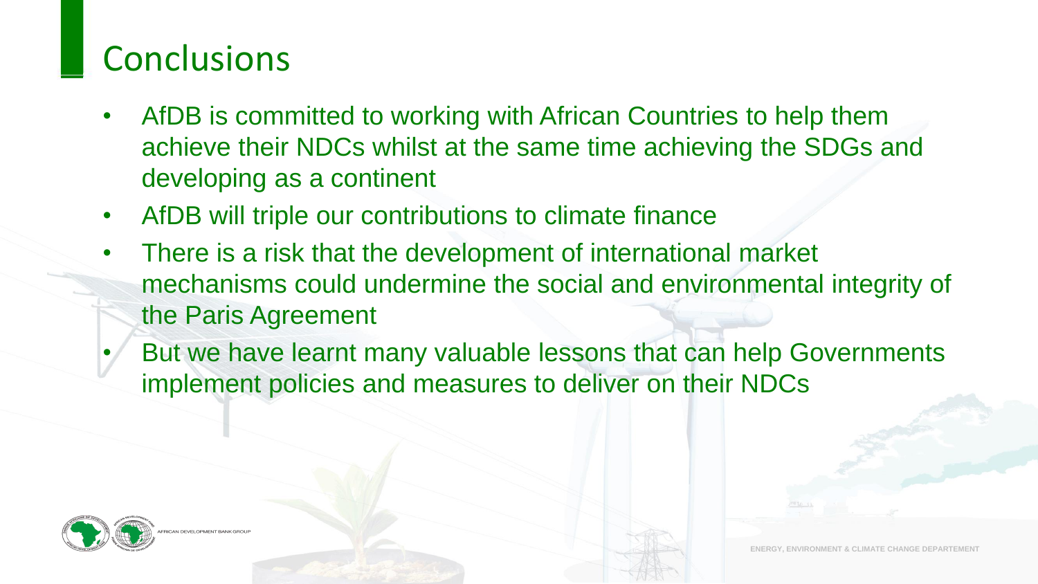# Conclusions

- AfDB is committed to working with African Countries to help them achieve their NDCs whilst at the same time achieving the SDGs and developing as a continent
- AfDB will triple our contributions to climate finance
- There is a risk that the development of international market mechanisms could undermine the social and environmental integrity of the Paris Agreement
- But we have learnt many valuable lessons that can help Governments implement policies and measures to deliver on their NDCs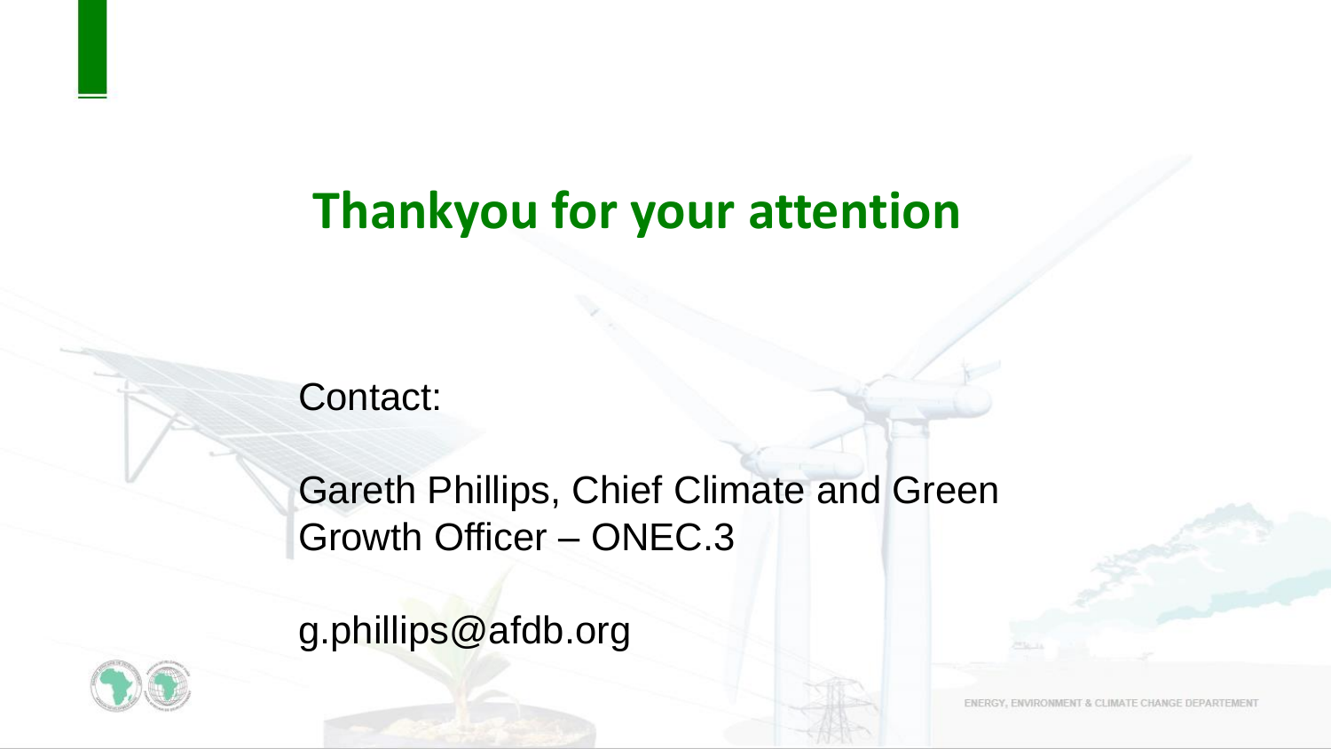# Thankyou for your attention

Contact:

Gareth Phillips, Chief Climate and Green Growth Officer – ONEC.3

g.phillips@afdb.org